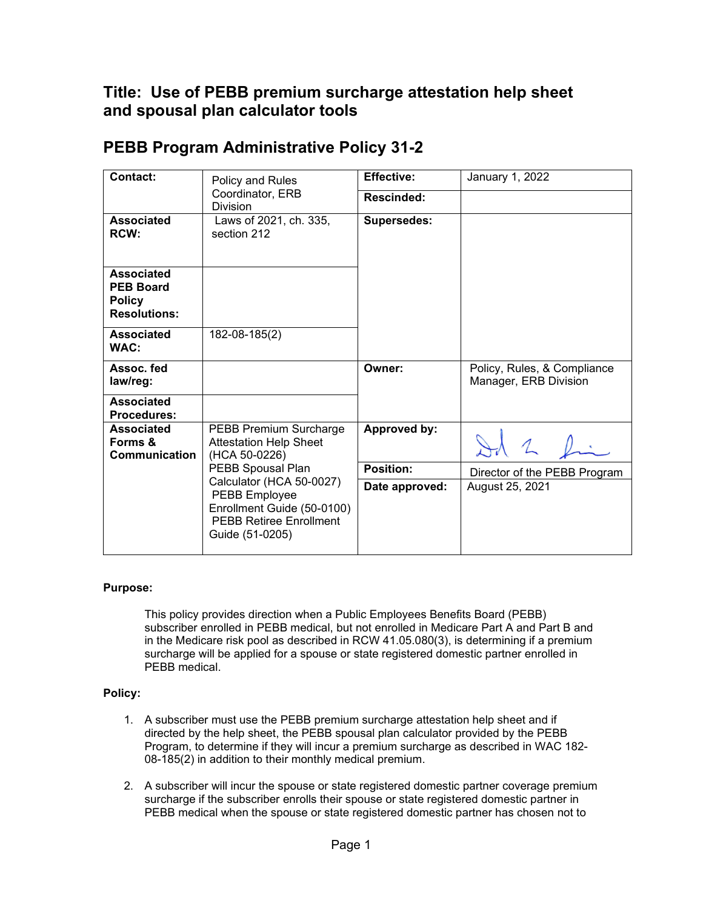# Title: Use of PEBB premium surcharge attestation help sheet and spousal plan calculator tools

## PEBB Program Administrative Policy 31-2

| | | | |
|---|---|---|---|
| **Contact:** | Policy and Rules Coordinator, ERB Division | **Effective:** | January 1, 2022 |
| | | **Rescinded:** | |
| **Associated RCW:** | Laws of 2021, ch. 335, section 212 | **Supersedes:** | |
| **Associated PEB Board Policy Resolutions:** | | | |
| **Associated WAC:** | 182-08-185(2) | | |
| **Assoc. fed law/reg:** | | **Owner:** | Policy, Rules, & Compliance Manager, ERB Division |
| **Associated Procedures:** | | | |
| **Associated Forms & Communication** | PEBB Premium Surcharge Attestation Help Sheet (HCA 50-0226) PEBB Spousal Plan Calculator (HCA 50-0027) PEBB Employee Enrollment Guide (50-0100) PEBB Retiree Enrollment Guide (51-0205) | **Approved by:** | [signature] |
| | | **Position:** | Director of the PEBB Program |
| | | **Date approved:** | August 25, 2021 |

**Purpose:**

This policy provides direction when a Public Employees Benefits Board (PEBB) subscriber enrolled in PEBB medical, but not enrolled in Medicare Part A and Part B and in the Medicare risk pool as described in RCW 41.05.080(3), is determining if a premium surcharge will be applied for a spouse or state registered domestic partner enrolled in PEBB medical.

**Policy:**

1. A subscriber must use the PEBB premium surcharge attestation help sheet and if directed by the help sheet, the PEBB spousal plan calculator provided by the PEBB Program, to determine if they will incur a premium surcharge as described in WAC 182-08-185(2) in addition to their monthly medical premium.

2. A subscriber will incur the spouse or state registered domestic partner coverage premium surcharge if the subscriber enrolls their spouse or state registered domestic partner in PEBB medical when the spouse or state registered domestic partner has chosen not to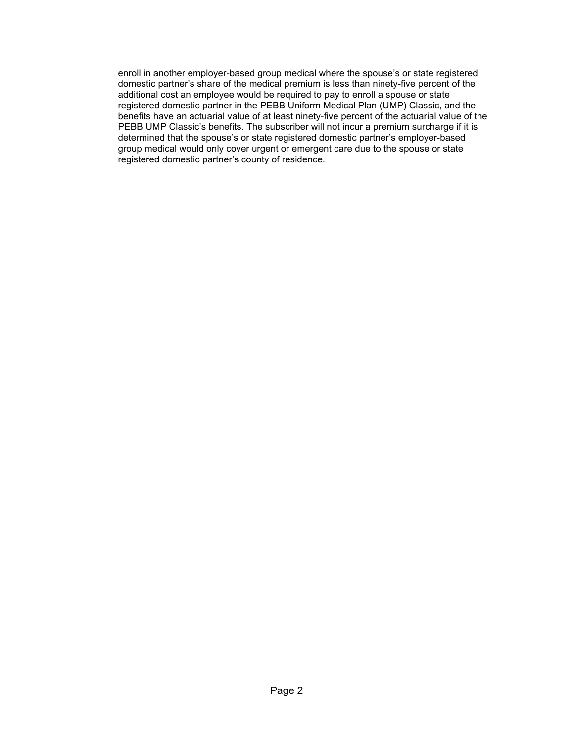enroll in another employer-based group medical where the spouse's or state registered domestic partner's share of the medical premium is less than ninety-five percent of the additional cost an employee would be required to pay to enroll a spouse or state registered domestic partner in the PEBB Uniform Medical Plan (UMP) Classic, and the benefits have an actuarial value of at least ninety-five percent of the actuarial value of the PEBB UMP Classic's benefits. The subscriber will not incur a premium surcharge if it is determined that the spouse's or state registered domestic partner's employer-based group medical would only cover urgent or emergent care due to the spouse or state registered domestic partner's county of residence.